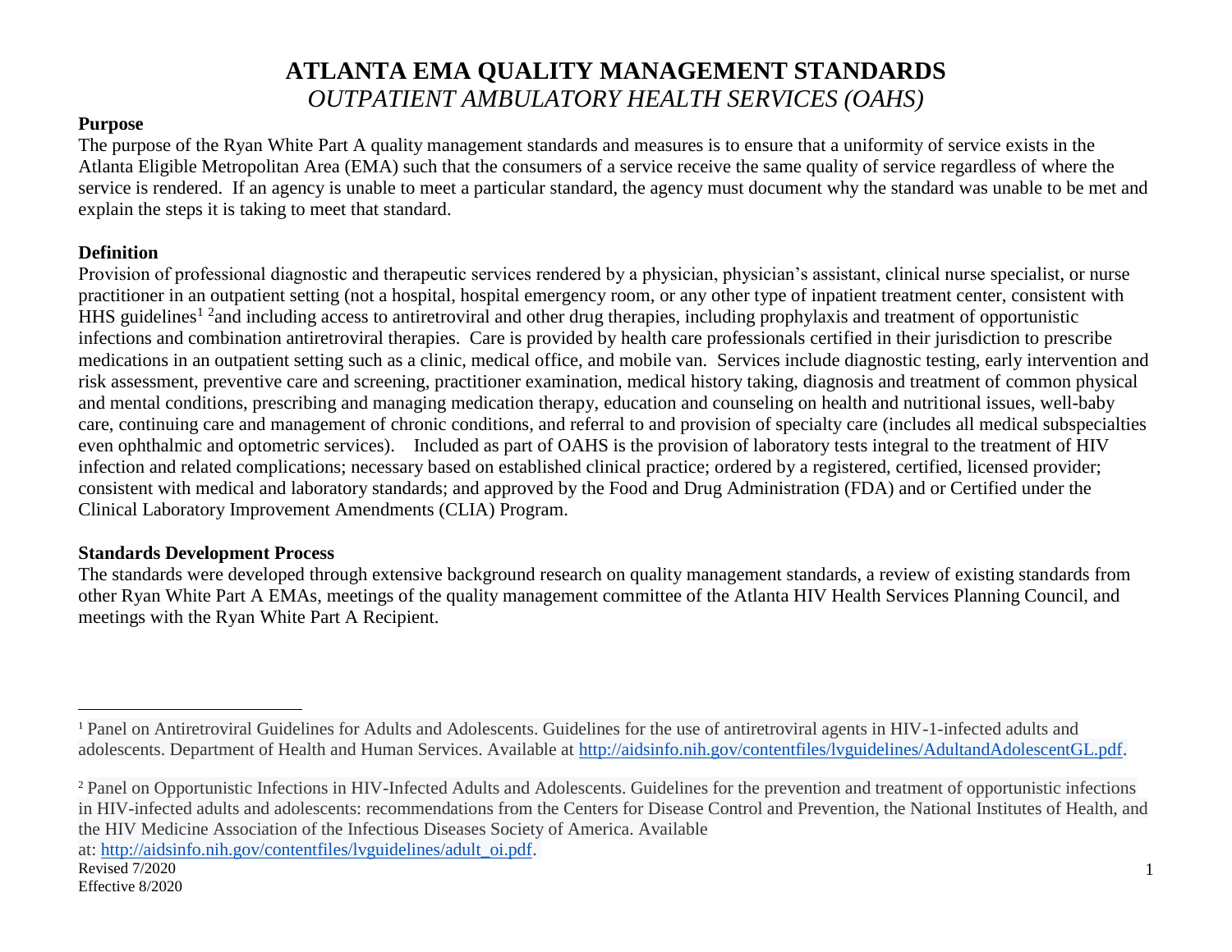# ATLANTA EMA QUALITY MANAGEMENT STANDARDS

## *OUTPATIENT AMBULATORY HEALTH SERVICES (OAHS)*

**Purpose**

The purpose of the Ryan White Part A quality management standards and measures is to ensure that a uniformity of service exists in the Atlanta Eligible Metropolitan Area (EMA) such that the consumers of a service receive the same quality of service regardless of where the service is rendered. If an agency is unable to meet a particular standard, the agency must document why the standard was unable to be met and explain the steps it is taking to meet that standard.

**Definition**

Provision of professional diagnostic and therapeutic services rendered by a physician, physician's assistant, clinical nurse specialist, or nurse practitioner in an outpatient setting (not a hospital, hospital emergency room, or any other type of inpatient treatment center, consistent with HHS guidelines[1] [2]and including access to antiretroviral and other drug therapies, including prophylaxis and treatment of opportunistic infections and combination antiretroviral therapies. Care is provided by health care professionals certified in their jurisdiction to prescribe medications in an outpatient setting such as a clinic, medical office, and mobile van. Services include diagnostic testing, early intervention and risk assessment, preventive care and screening, practitioner examination, medical history taking, diagnosis and treatment of common physical and mental conditions, prescribing and managing medication therapy, education and counseling on health and nutritional issues, well-baby care, continuing care and management of chronic conditions, and referral to and provision of specialty care (includes all medical subspecialties even ophthalmic and optometric services). Included as part of OAHS is the provision of laboratory tests integral to the treatment of HIV infection and related complications; necessary based on established clinical practice; ordered by a registered, certified, licensed provider; consistent with medical and laboratory standards; and approved by the Food and Drug Administration (FDA) and or Certified under the Clinical Laboratory Improvement Amendments (CLIA) Program.

**Standards Development Process**

The standards were developed through extensive background research on quality management standards, a review of existing standards from other Ryan White Part A EMAs, meetings of the quality management committee of the Atlanta HIV Health Services Planning Council, and meetings with the Ryan White Part A Recipient.

---

[1] Panel on Antiretroviral Guidelines for Adults and Adolescents. Guidelines for the use of antiretroviral agents in HIV-1-infected adults and adolescents. Department of Health and Human Services. Available at http://aidsinfo.nih.gov/contentfiles/lvguidelines/AdultandAdolescentGL.pdf.

[2] Panel on Opportunistic Infections in HIV-Infected Adults and Adolescents. Guidelines for the prevention and treatment of opportunistic infections in HIV-infected adults and adolescents: recommendations from the Centers for Disease Control and Prevention, the National Institutes of Health, and the HIV Medicine Association of the Infectious Diseases Society of America. Available at: http://aidsinfo.nih.gov/contentfiles/lvguidelines/adult_oi.pdf.

Revised 7/2020
Effective 8/2020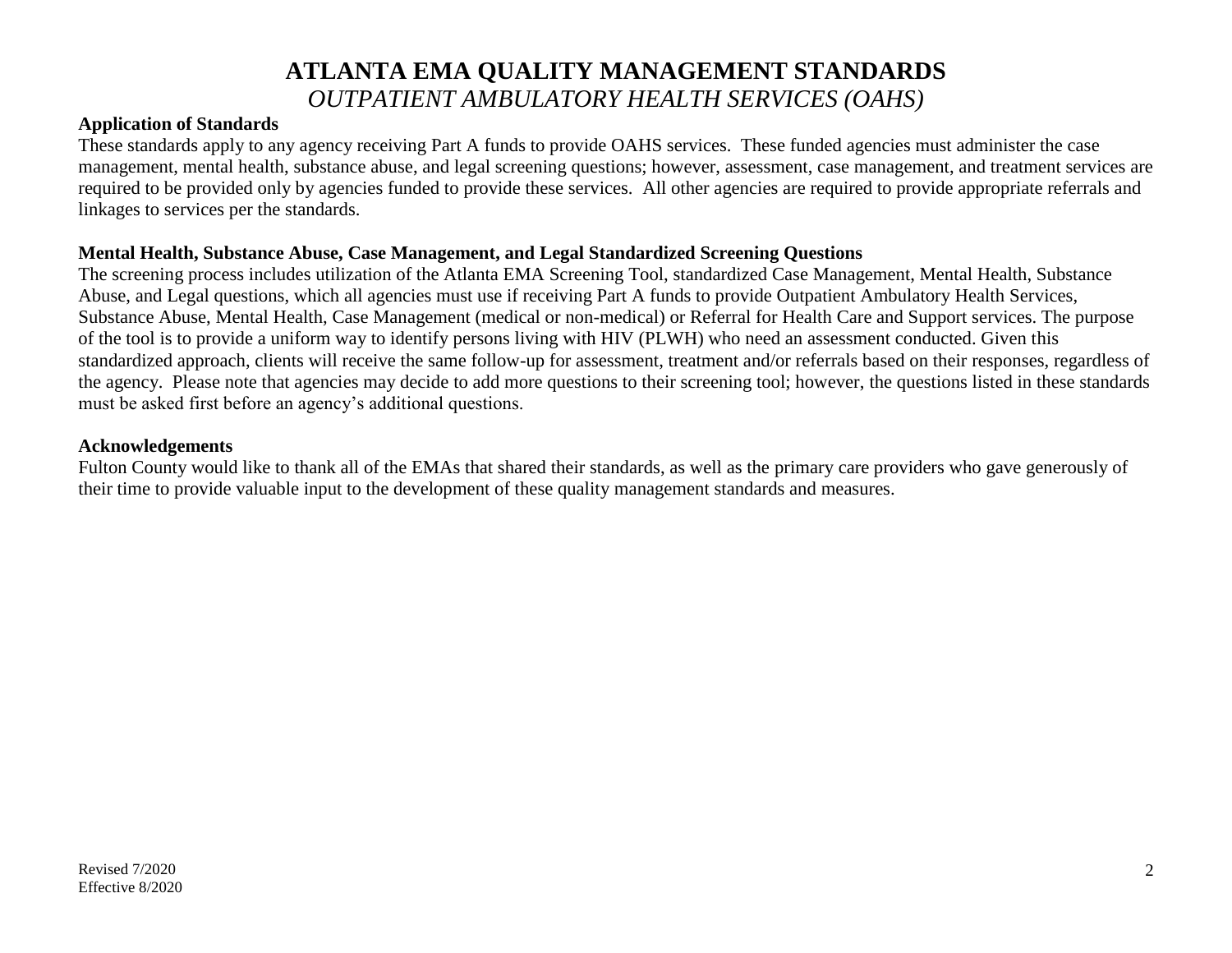# ATLANTA EMA QUALITY MANAGEMENT STANDARDS

*OUTPATIENT AMBULATORY HEALTH SERVICES (OAHS)*

**Application of Standards**

These standards apply to any agency receiving Part A funds to provide OAHS services. These funded agencies must administer the case management, mental health, substance abuse, and legal screening questions; however, assessment, case management, and treatment services are required to be provided only by agencies funded to provide these services. All other agencies are required to provide appropriate referrals and linkages to services per the standards.

**Mental Health, Substance Abuse, Case Management, and Legal Standardized Screening Questions**

The screening process includes utilization of the Atlanta EMA Screening Tool, standardized Case Management, Mental Health, Substance Abuse, and Legal questions, which all agencies must use if receiving Part A funds to provide Outpatient Ambulatory Health Services, Substance Abuse, Mental Health, Case Management (medical or non-medical) or Referral for Health Care and Support services. The purpose of the tool is to provide a uniform way to identify persons living with HIV (PLWH) who need an assessment conducted. Given this standardized approach, clients will receive the same follow-up for assessment, treatment and/or referrals based on their responses, regardless of the agency. Please note that agencies may decide to add more questions to their screening tool; however, the questions listed in these standards must be asked first before an agency's additional questions.

**Acknowledgements**

Fulton County would like to thank all of the EMAs that shared their standards, as well as the primary care providers who gave generously of their time to provide valuable input to the development of these quality management standards and measures.

Revised 7/2020
Effective 8/2020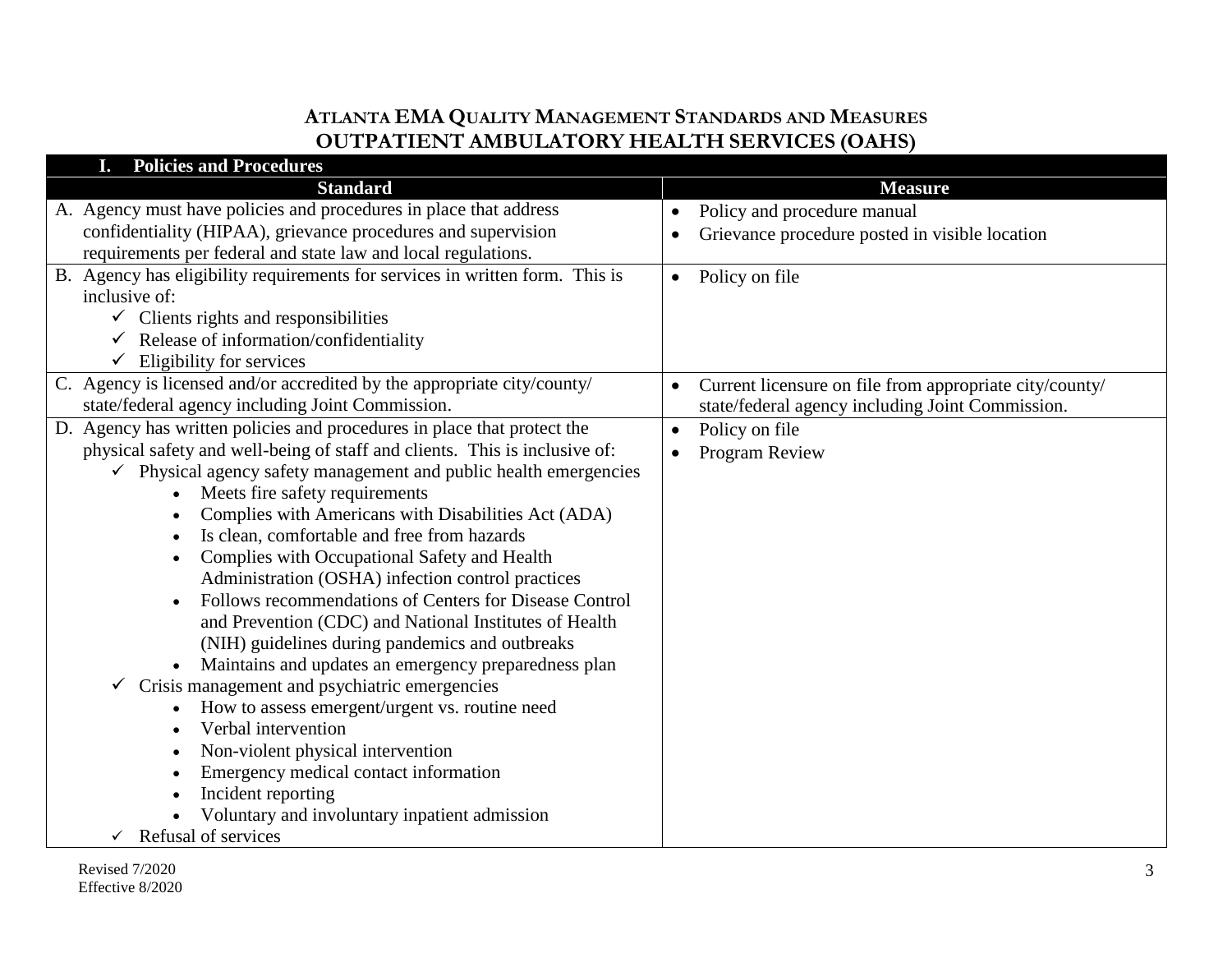# ATLANTA EMA QUALITY MANAGEMENT STANDARDS AND MEASURES
# OUTPATIENT AMBULATORY HEALTH SERVICES (OAHS)

## I. Policies and Procedures

| Standard | Measure |
|---|---|
| A. Agency must have policies and procedures in place that address confidentiality (HIPAA), grievance procedures and supervision requirements per federal and state law and local regulations. | • Policy and procedure manual<br>• Grievance procedure posted in visible location |
| B. Agency has eligibility requirements for services in written form. This is inclusive of:<br>✓ Clients rights and responsibilities<br>✓ Release of information/confidentiality<br>✓ Eligibility for services | • Policy on file |
| C. Agency is licensed and/or accredited by the appropriate city/county/ state/federal agency including Joint Commission. | • Current licensure on file from appropriate city/county/ state/federal agency including Joint Commission. |
| D. Agency has written policies and procedures in place that protect the physical safety and well-being of staff and clients. This is inclusive of:<br>✓ Physical agency safety management and public health emergencies<br>• Meets fire safety requirements<br>• Complies with Americans with Disabilities Act (ADA)<br>• Is clean, comfortable and free from hazards<br>• Complies with Occupational Safety and Health Administration (OSHA) infection control practices<br>• Follows recommendations of Centers for Disease Control and Prevention (CDC) and National Institutes of Health (NIH) guidelines during pandemics and outbreaks<br>• Maintains and updates an emergency preparedness plan<br>✓ Crisis management and psychiatric emergencies<br>• How to assess emergent/urgent vs. routine need<br>• Verbal intervention<br>• Non-violent physical intervention<br>• Emergency medical contact information<br>• Incident reporting<br>• Voluntary and involuntary inpatient admission<br>✓ Refusal of services | • Policy on file<br>• Program Review |

Revised 7/2020
Effective 8/2020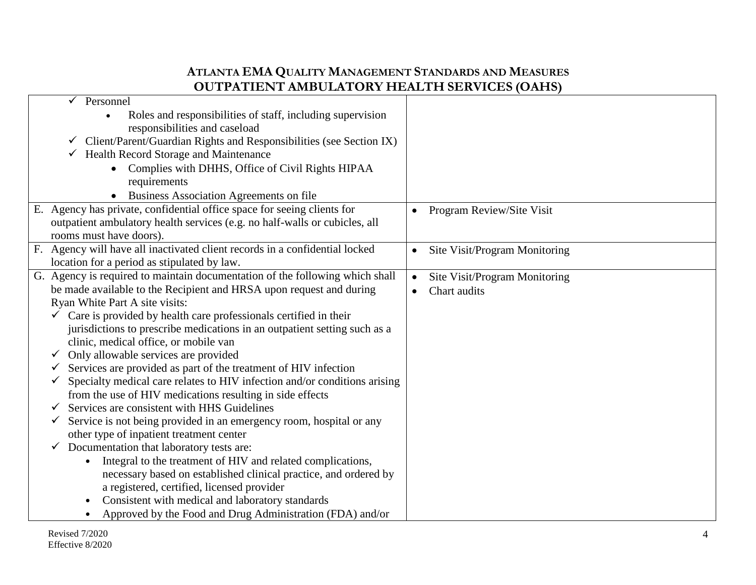# ATLANTA EMA QUALITY MANAGEMENT STANDARDS AND MEASURES
# OUTPATIENT AMBULATORY HEALTH SERVICES (OAHS)

| | |
|---|---|
| ✓ Personnel<br>• Roles and responsibilities of staff, including supervision responsibilities and caseload<br>✓ Client/Parent/Guardian Rights and Responsibilities (see Section IX)<br>✓ Health Record Storage and Maintenance<br>• Complies with DHHS, Office of Civil Rights HIPAA requirements<br>• Business Association Agreements on file | |
| E. Agency has private, confidential office space for seeing clients for outpatient ambulatory health services (e.g. no half-walls or cubicles, all rooms must have doors). | • Program Review/Site Visit |
| F. Agency will have all inactivated client records in a confidential locked location for a period as stipulated by law. | • Site Visit/Program Monitoring |
| G. Agency is required to maintain documentation of the following which shall be made available to the Recipient and HRSA upon request and during Ryan White Part A site visits:<br>✓ Care is provided by health care professionals certified in their jurisdictions to prescribe medications in an outpatient setting such as a clinic, medical office, or mobile van<br>✓ Only allowable services are provided<br>✓ Services are provided as part of the treatment of HIV infection<br>✓ Specialty medical care relates to HIV infection and/or conditions arising from the use of HIV medications resulting in side effects<br>✓ Services are consistent with HHS Guidelines<br>✓ Service is not being provided in an emergency room, hospital or any other type of inpatient treatment center<br>✓ Documentation that laboratory tests are:<br>• Integral to the treatment of HIV and related complications, necessary based on established clinical practice, and ordered by a registered, certified, licensed provider<br>• Consistent with medical and laboratory standards<br>• Approved by the Food and Drug Administration (FDA) and/or | • Site Visit/Program Monitoring<br>• Chart audits |

Revised 7/2020
Effective 8/2020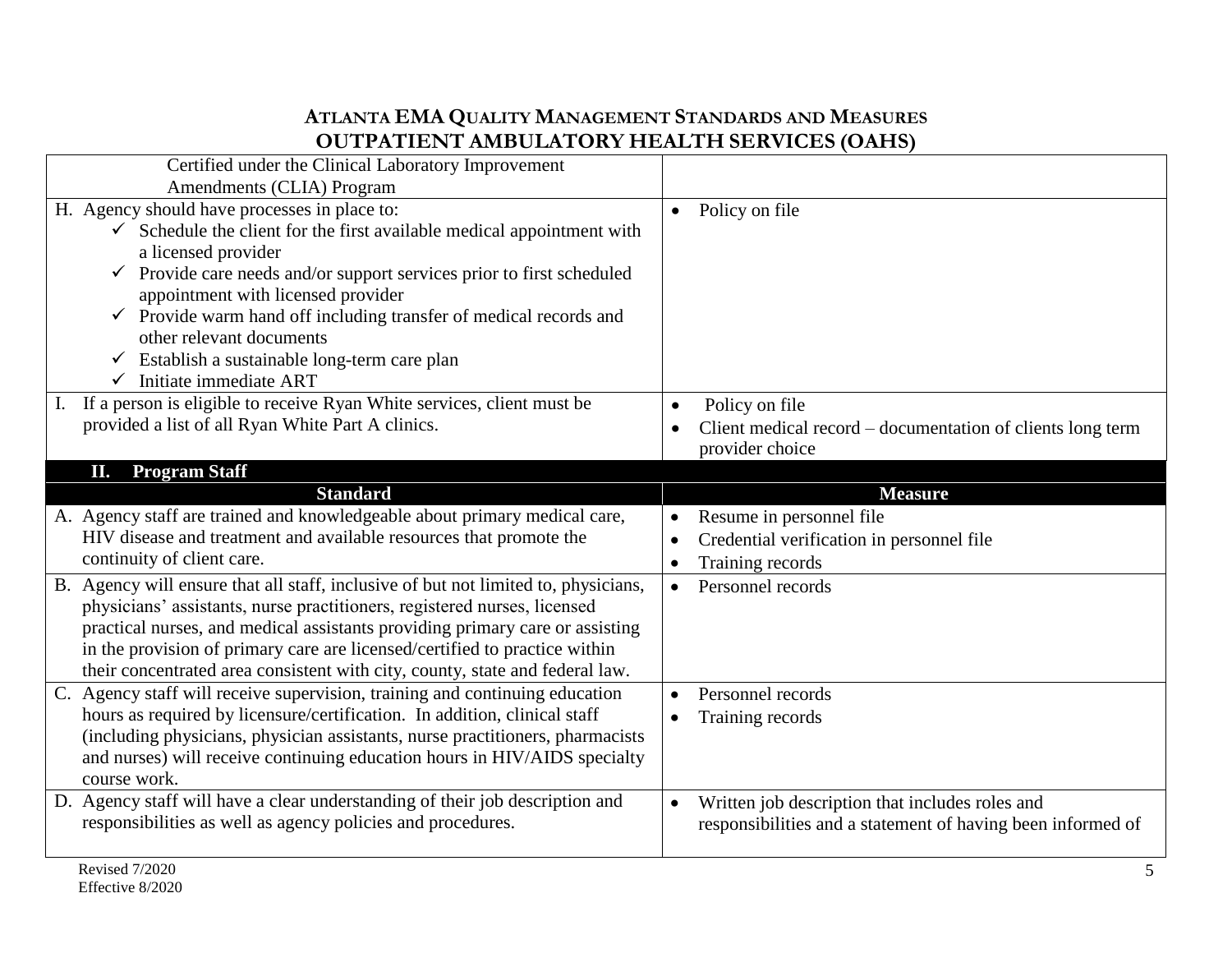## ATLANTA EMA QUALITY MANAGEMENT STANDARDS AND MEASURES
## OUTPATIENT AMBULATORY HEALTH SERVICES (OAHS)

| | |
|---|---|
| Certified under the Clinical Laboratory Improvement Amendments (CLIA) Program | |
| H. Agency should have processes in place to:<br>✓ Schedule the client for the first available medical appointment with a licensed provider<br>✓ Provide care needs and/or support services prior to first scheduled appointment with licensed provider<br>✓ Provide warm hand off including transfer of medical records and other relevant documents<br>✓ Establish a sustainable long-term care plan<br>✓ Initiate immediate ART | • Policy on file |
| I. If a person is eligible to receive Ryan White services, client must be provided a list of all Ryan White Part A clinics. | • Policy on file<br>• Client medical record – documentation of clients long term provider choice |

### II. Program Staff

| Standard | Measure |
|---|---|
| A. Agency staff are trained and knowledgeable about primary medical care, HIV disease and treatment and available resources that promote the continuity of client care. | • Resume in personnel file<br>• Credential verification in personnel file<br>• Training records |
| B. Agency will ensure that all staff, inclusive of but not limited to, physicians, physicians' assistants, nurse practitioners, registered nurses, licensed practical nurses, and medical assistants providing primary care or assisting in the provision of primary care are licensed/certified to practice within their concentrated area consistent with city, county, state and federal law. | • Personnel records |
| C. Agency staff will receive supervision, training and continuing education hours as required by licensure/certification. In addition, clinical staff (including physicians, physician assistants, nurse practitioners, pharmacists and nurses) will receive continuing education hours in HIV/AIDS specialty course work. | • Personnel records<br>• Training records |
| D. Agency staff will have a clear understanding of their job description and responsibilities as well as agency policies and procedures. | • Written job description that includes roles and responsibilities and a statement of having been informed of |

Revised 7/2020
Effective 8/2020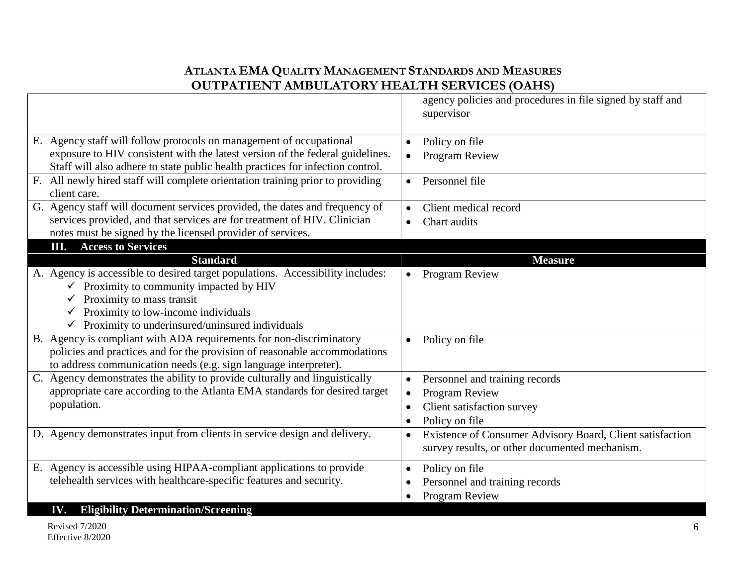# ATLANTA EMA QUALITY MANAGEMENT STANDARDS AND MEASURES
## OUTPATIENT AMBULATORY HEALTH SERVICES (OAHS)

| | |
|---|---|
| | agency policies and procedures in file signed by staff and supervisor |
| E. Agency staff will follow protocols on management of occupational exposure to HIV consistent with the latest version of the federal guidelines. Staff will also adhere to state public health practices for infection control. | • Policy on file<br>• Program Review |
| F. All newly hired staff will complete orientation training prior to providing client care. | • Personnel file |
| G. Agency staff will document services provided, the dates and frequency of services provided, and that services are for treatment of HIV. Clinician notes must be signed by the licensed provider of services. | • Client medical record<br>• Chart audits |

**III. Access to Services**

| Standard | Measure |
|---|---|
| A. Agency is accessible to desired target populations. Accessibility includes:<br>✓ Proximity to community impacted by HIV<br>✓ Proximity to mass transit<br>✓ Proximity to low-income individuals<br>✓ Proximity to underinsured/uninsured individuals | • Program Review |
| B. Agency is compliant with ADA requirements for non-discriminatory policies and practices and for the provision of reasonable accommodations to address communication needs (e.g. sign language interpreter). | • Policy on file |
| C. Agency demonstrates the ability to provide culturally and linguistically appropriate care according to the Atlanta EMA standards for desired target population. | • Personnel and training records<br>• Program Review<br>• Client satisfaction survey<br>• Policy on file |
| D. Agency demonstrates input from clients in service design and delivery. | • Existence of Consumer Advisory Board, Client satisfaction survey results, or other documented mechanism. |
| E. Agency is accessible using HIPAA-compliant applications to provide telehealth services with healthcare-specific features and security. | • Policy on file<br>• Personnel and training records<br>• Program Review |

**IV. Eligibility Determination/Screening**

Revised 7/2020
Effective 8/2020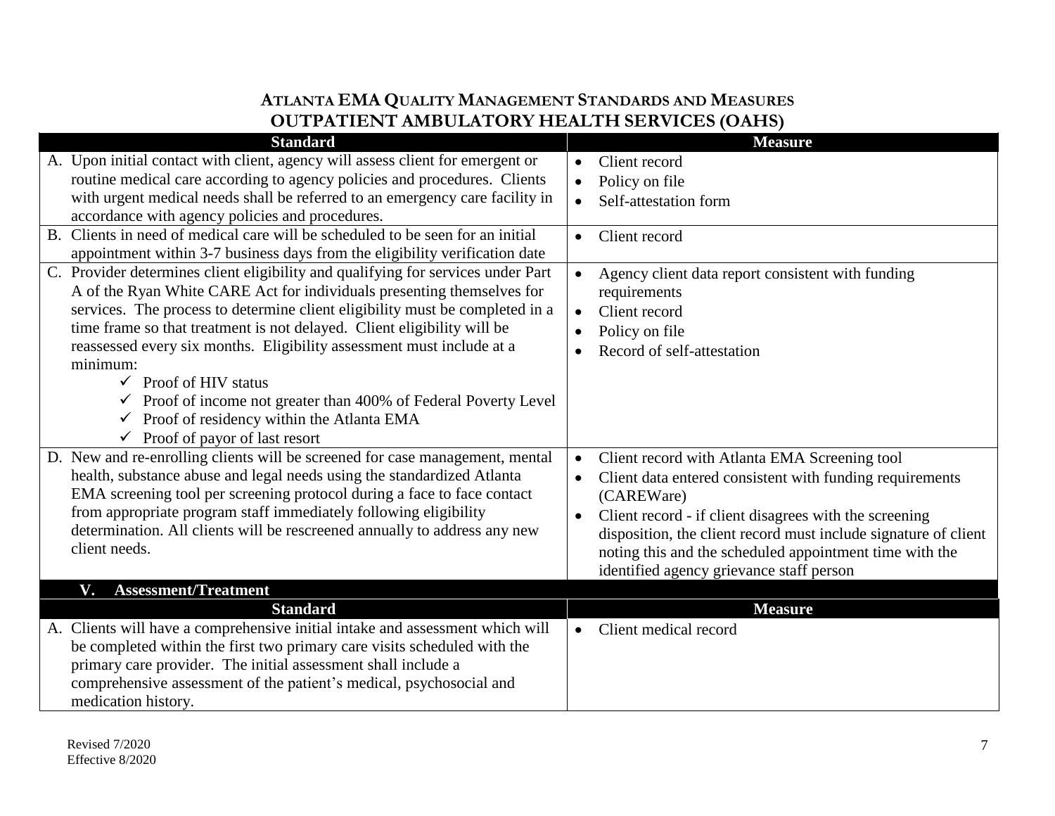# ATLANTA EMA QUALITY MANAGEMENT STANDARDS AND MEASURES

## OUTPATIENT AMBULATORY HEALTH SERVICES (OAHS)

| Standard | Measure |
|---|---|
| A. Upon initial contact with client, agency will assess client for emergent or routine medical care according to agency policies and procedures. Clients with urgent medical needs shall be referred to an emergency care facility in accordance with agency policies and procedures. | • Client record<br>• Policy on file<br>• Self-attestation form |
| B. Clients in need of medical care will be scheduled to be seen for an initial appointment within 3-7 business days from the eligibility verification date | • Client record |
| C. Provider determines client eligibility and qualifying for services under Part A of the Ryan White CARE Act for individuals presenting themselves for services. The process to determine client eligibility must be completed in a time frame so that treatment is not delayed. Client eligibility will be reassessed every six months. Eligibility assessment must include at a minimum:<br>✓ Proof of HIV status<br>✓ Proof of income not greater than 400% of Federal Poverty Level<br>✓ Proof of residency within the Atlanta EMA<br>✓ Proof of payor of last resort | • Agency client data report consistent with funding requirements<br>• Client record<br>• Policy on file<br>• Record of self-attestation |
| D. New and re-enrolling clients will be screened for case management, mental health, substance abuse and legal needs using the standardized Atlanta EMA screening tool per screening protocol during a face to face contact from appropriate program staff immediately following eligibility determination. All clients will be rescreened annually to address any new client needs. | • Client record with Atlanta EMA Screening tool<br>• Client data entered consistent with funding requirements (CAREWare)<br>• Client record - if client disagrees with the screening disposition, the client record must include signature of client noting this and the scheduled appointment time with the identified agency grievance staff person |

### V. Assessment/Treatment

| Standard | Measure |
|---|---|
| A. Clients will have a comprehensive initial intake and assessment which will be completed within the first two primary care visits scheduled with the primary care provider. The initial assessment shall include a comprehensive assessment of the patient's medical, psychosocial and medication history. | • Client medical record |

Revised 7/2020
Effective 8/2020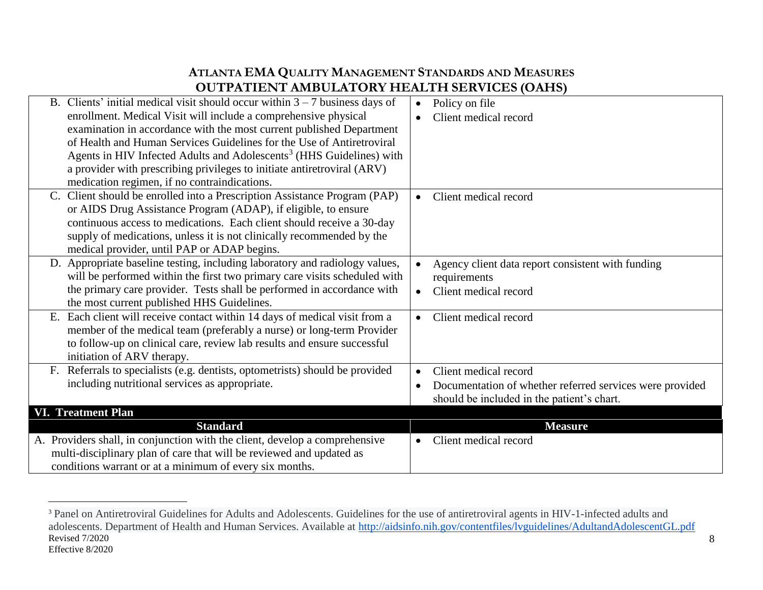## ATLANTA EMA QUALITY MANAGEMENT STANDARDS AND MEASURES
## OUTPATIENT AMBULATORY HEALTH SERVICES (OAHS)

| Standard | Measure |
|---|---|
| B. Clients' initial medical visit should occur within 3 – 7 business days of enrollment. Medical Visit will include a comprehensive physical examination in accordance with the most current published Department of Health and Human Services Guidelines for the Use of Antiretroviral Agents in HIV Infected Adults and Adolescents[3] (HHS Guidelines) with a provider with prescribing privileges to initiate antiretroviral (ARV) medication regimen, if no contraindications. | • Policy on file<br>• Client medical record |
| C. Client should be enrolled into a Prescription Assistance Program (PAP) or AIDS Drug Assistance Program (ADAP), if eligible, to ensure continuous access to medications. Each client should receive a 30-day supply of medications, unless it is not clinically recommended by the medical provider, until PAP or ADAP begins. | • Client medical record |
| D. Appropriate baseline testing, including laboratory and radiology values, will be performed within the first two primary care visits scheduled with the primary care provider. Tests shall be performed in accordance with the most current published HHS Guidelines. | • Agency client data report consistent with funding requirements<br>• Client medical record |
| E. Each client will receive contact within 14 days of medical visit from a member of the medical team (preferably a nurse) or long-term Provider to follow-up on clinical care, review lab results and ensure successful initiation of ARV therapy. | • Client medical record |
| F. Referrals to specialists (e.g. dentists, optometrists) should be provided including nutritional services as appropriate. | • Client medical record<br>• Documentation of whether referred services were provided should be included in the patient's chart. |

### VI. Treatment Plan

| Standard | Measure |
|---|---|
| A. Providers shall, in conjunction with the client, develop a comprehensive multi-disciplinary plan of care that will be reviewed and updated as conditions warrant or at a minimum of every six months. | • Client medical record |

---

[3] Panel on Antiretroviral Guidelines for Adults and Adolescents. Guidelines for the use of antiretroviral agents in HIV-1-infected adults and adolescents. Department of Health and Human Services. Available at http://aidsinfo.nih.gov/contentfiles/lvguidelines/AdultandAdolescentGL.pdf

Revised 7/2020
Effective 8/2020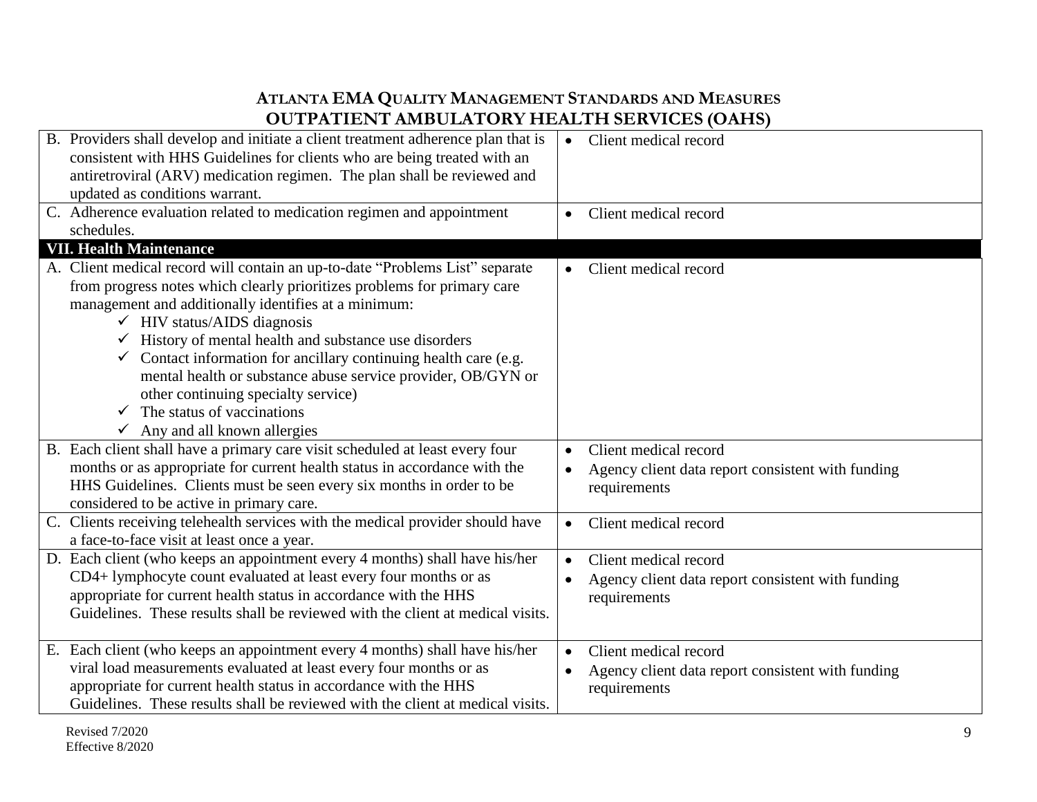| | |
|---|---|
| B. Providers shall develop and initiate a client treatment adherence plan that is consistent with HHS Guidelines for clients who are being treated with an antiretroviral (ARV) medication regimen. The plan shall be reviewed and updated as conditions warrant. | • Client medical record |
| C. Adherence evaluation related to medication regimen and appointment schedules. | • Client medical record |
| **VII. Health Maintenance** | |
| A. Client medical record will contain an up-to-date "Problems List" separate from progress notes which clearly prioritizes problems for primary care management and additionally identifies at a minimum:<br>✓ HIV status/AIDS diagnosis<br>✓ History of mental health and substance use disorders<br>✓ Contact information for ancillary continuing health care (e.g. mental health or substance abuse service provider, OB/GYN or other continuing specialty service)<br>✓ The status of vaccinations<br>✓ Any and all known allergies | • Client medical record |
| B. Each client shall have a primary care visit scheduled at least every four months or as appropriate for current health status in accordance with the HHS Guidelines. Clients must be seen every six months in order to be considered to be active in primary care. | • Client medical record<br>• Agency client data report consistent with funding requirements |
| C. Clients receiving telehealth services with the medical provider should have a face-to-face visit at least once a year. | • Client medical record |
| D. Each client (who keeps an appointment every 4 months) shall have his/her CD4+ lymphocyte count evaluated at least every four months or as appropriate for current health status in accordance with the HHS Guidelines. These results shall be reviewed with the client at medical visits. | • Client medical record<br>• Agency client data report consistent with funding requirements |
| E. Each client (who keeps an appointment every 4 months) shall have his/her viral load measurements evaluated at least every four months or as appropriate for current health status in accordance with the HHS Guidelines. These results shall be reviewed with the client at medical visits. | • Client medical record<br>• Agency client data report consistent with funding requirements |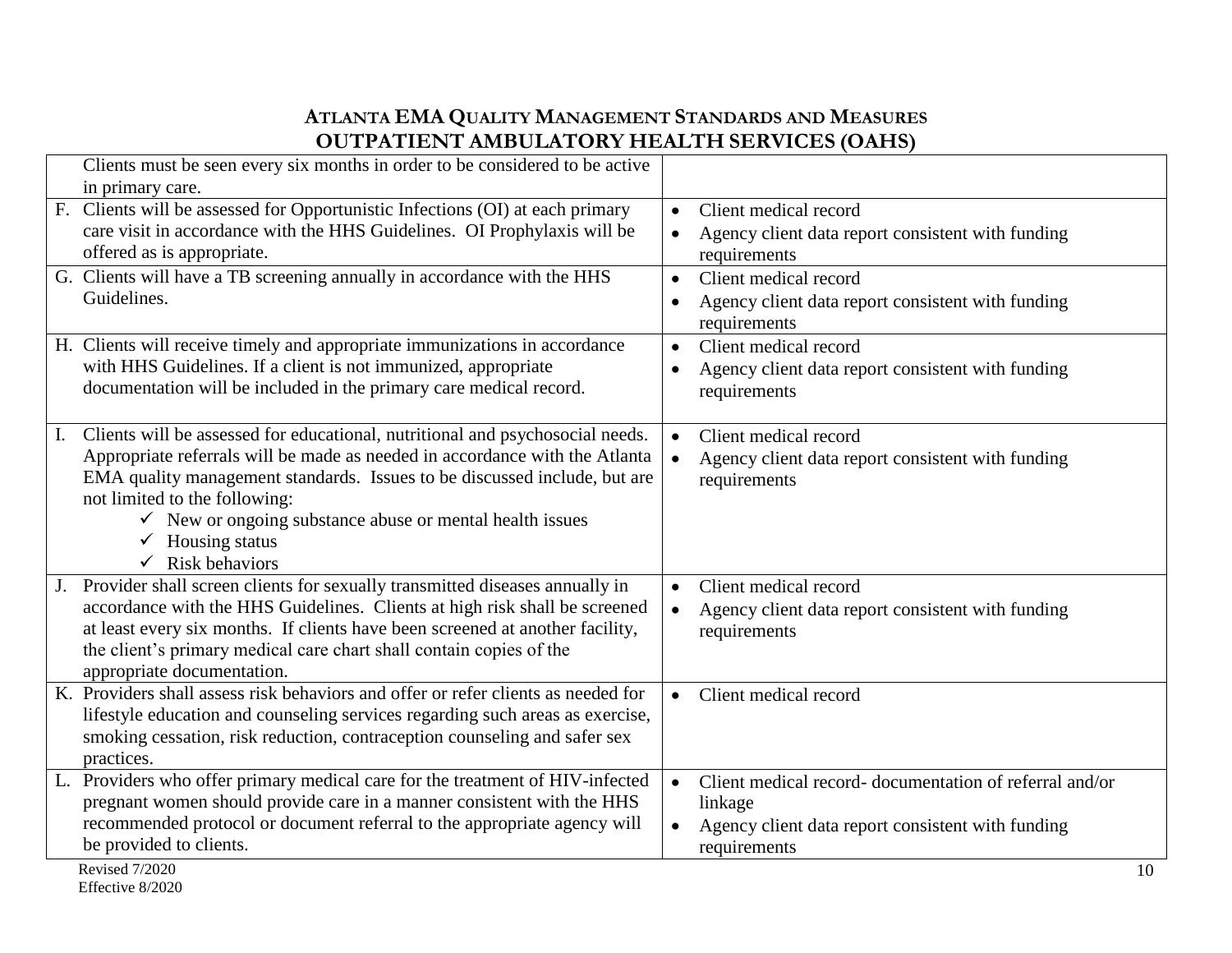## ATLANTA EMA QUALITY MANAGEMENT STANDARDS AND MEASURES
## OUTPATIENT AMBULATORY HEALTH SERVICES (OAHS)

| | |
|---|---|
| Clients must be seen every six months in order to be considered to be active in primary care. | |
| F. Clients will be assessed for Opportunistic Infections (OI) at each primary care visit in accordance with the HHS Guidelines. OI Prophylaxis will be offered as is appropriate. | • Client medical record<br>• Agency client data report consistent with funding requirements |
| G. Clients will have a TB screening annually in accordance with the HHS Guidelines. | • Client medical record<br>• Agency client data report consistent with funding requirements |
| H. Clients will receive timely and appropriate immunizations in accordance with HHS Guidelines. If a client is not immunized, appropriate documentation will be included in the primary care medical record. | • Client medical record<br>• Agency client data report consistent with funding requirements |
| I. Clients will be assessed for educational, nutritional and psychosocial needs. Appropriate referrals will be made as needed in accordance with the Atlanta EMA quality management standards. Issues to be discussed include, but are not limited to the following:<br>✓ New or ongoing substance abuse or mental health issues<br>✓ Housing status<br>✓ Risk behaviors | • Client medical record<br>• Agency client data report consistent with funding requirements |
| J. Provider shall screen clients for sexually transmitted diseases annually in accordance with the HHS Guidelines. Clients at high risk shall be screened at least every six months. If clients have been screened at another facility, the client's primary medical care chart shall contain copies of the appropriate documentation. | • Client medical record<br>• Agency client data report consistent with funding requirements |
| K. Providers shall assess risk behaviors and offer or refer clients as needed for lifestyle education and counseling services regarding such areas as exercise, smoking cessation, risk reduction, contraception counseling and safer sex practices. | • Client medical record |
| L. Providers who offer primary medical care for the treatment of HIV-infected pregnant women should provide care in a manner consistent with the HHS recommended protocol or document referral to the appropriate agency will be provided to clients. | • Client medical record- documentation of referral and/or linkage<br>• Agency client data report consistent with funding requirements |

Revised 7/2020
Effective 8/2020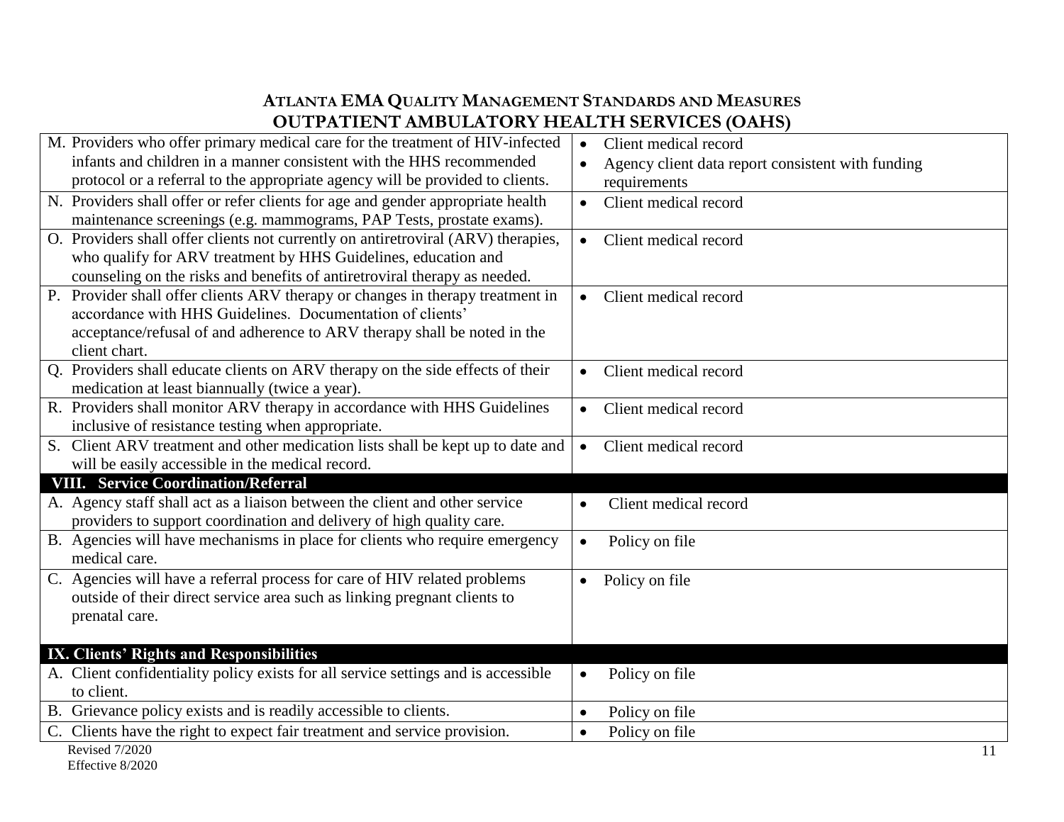# Atlanta EMA Quality Management Standards and Measures
## OUTPATIENT AMBULATORY HEALTH SERVICES (OAHS)

| | |
|---|---|
| M. Providers who offer primary medical care for the treatment of HIV-infected infants and children in a manner consistent with the HHS recommended protocol or a referral to the appropriate agency will be provided to clients. | • Client medical record<br>• Agency client data report consistent with funding requirements |
| N. Providers shall offer or refer clients for age and gender appropriate health maintenance screenings (e.g. mammograms, PAP Tests, prostate exams). | • Client medical record |
| O. Providers shall offer clients not currently on antiretroviral (ARV) therapies, who qualify for ARV treatment by HHS Guidelines, education and counseling on the risks and benefits of antiretroviral therapy as needed. | • Client medical record |
| P. Provider shall offer clients ARV therapy or changes in therapy treatment in accordance with HHS Guidelines. Documentation of clients' acceptance/refusal of and adherence to ARV therapy shall be noted in the client chart. | • Client medical record |
| Q. Providers shall educate clients on ARV therapy on the side effects of their medication at least biannually (twice a year). | • Client medical record |
| R. Providers shall monitor ARV therapy in accordance with HHS Guidelines inclusive of resistance testing when appropriate. | • Client medical record |
| S. Client ARV treatment and other medication lists shall be kept up to date and will be easily accessible in the medical record. | • Client medical record |
| **VIII. Service Coordination/Referral** | |
| A. Agency staff shall act as a liaison between the client and other service providers to support coordination and delivery of high quality care. | • Client medical record |
| B. Agencies will have mechanisms in place for clients who require emergency medical care. | • Policy on file |
| C. Agencies will have a referral process for care of HIV related problems outside of their direct service area such as linking pregnant clients to prenatal care. | • Policy on file |
| **IX. Clients' Rights and Responsibilities** | |
| A. Client confidentiality policy exists for all service settings and is accessible to client. | • Policy on file |
| B. Grievance policy exists and is readily accessible to clients. | • Policy on file |
| C. Clients have the right to expect fair treatment and service provision. | • Policy on file |

Revised 7/2020
Effective 8/2020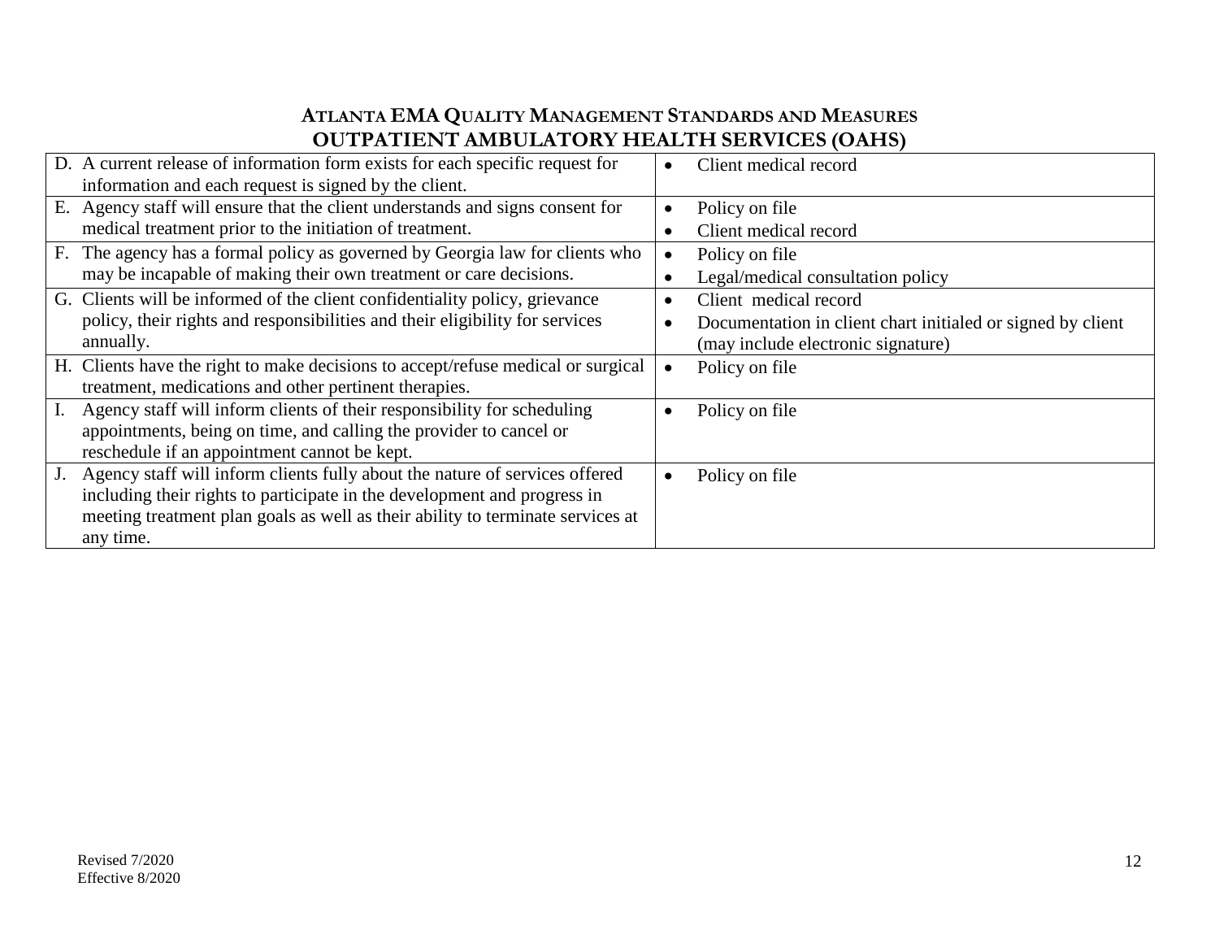# ATLANTA EMA QUALITY MANAGEMENT STANDARDS AND MEASURES
## OUTPATIENT AMBULATORY HEALTH SERVICES (OAHS)

| | |
|---|---|
| D. A current release of information form exists for each specific request for information and each request is signed by the client. | • Client medical record |
| E. Agency staff will ensure that the client understands and signs consent for medical treatment prior to the initiation of treatment. | • Policy on file<br>• Client medical record |
| F. The agency has a formal policy as governed by Georgia law for clients who may be incapable of making their own treatment or care decisions. | • Policy on file<br>• Legal/medical consultation policy |
| G. Clients will be informed of the client confidentiality policy, grievance policy, their rights and responsibilities and their eligibility for services annually. | • Client medical record<br>• Documentation in client chart initialed or signed by client (may include electronic signature) |
| H. Clients have the right to make decisions to accept/refuse medical or surgical treatment, medications and other pertinent therapies. | • Policy on file |
| I. Agency staff will inform clients of their responsibility for scheduling appointments, being on time, and calling the provider to cancel or reschedule if an appointment cannot be kept. | • Policy on file |
| J. Agency staff will inform clients fully about the nature of services offered including their rights to participate in the development and progress in meeting treatment plan goals as well as their ability to terminate services at any time. | • Policy on file |

Revised 7/2020
Effective 8/2020